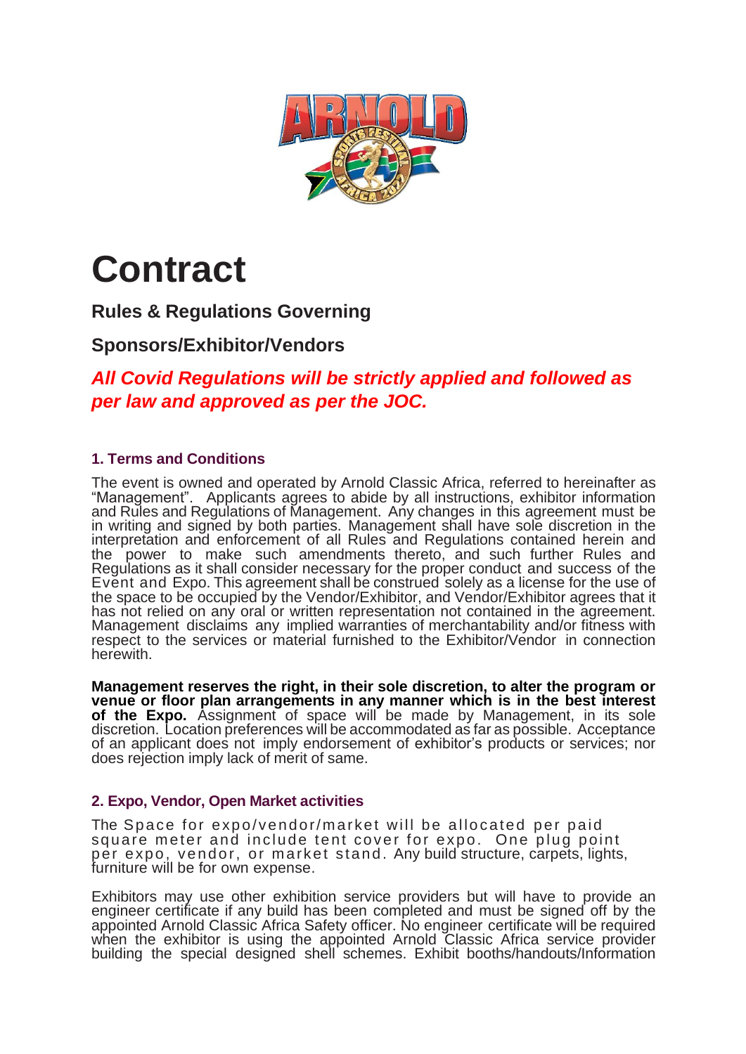# Contract

## Rules & Regulations Governing

## Sponsors/Exhibitor/Vendors

***All Covid Regulations will be strictly applied and followed as per law and approved as per the JOC.***

### 1. Terms and Conditions

The event is owned and operated by Arnold Classic Africa, referred to hereinafter as "Management". Applicants agrees to abide by all instructions, exhibitor information and Rules and Regulations of Management. Any changes in this agreement must be in writing and signed by both parties. Management shall have sole discretion in the interpretation and enforcement of all Rules and Regulations contained herein and the power to make such amendments thereto, and such further Rules and Regulations as it shall consider necessary for the proper conduct and success of the Event and Expo. This agreement shall be construed solely as a license for the use of the space to be occupied by the Vendor/Exhibitor, and Vendor/Exhibitor agrees that it has not relied on any oral or written representation not contained in the agreement. Management disclaims any implied warranties of merchantability and/or fitness with respect to the services or material furnished to the Exhibitor/Vendor in connection herewith.

**Management reserves the right, in their sole discretion, to alter the program or venue or floor plan arrangements in any manner which is in the best interest of the Expo.** Assignment of space will be made by Management, in its sole discretion. Location preferences will be accommodated as far as possible. Acceptance of an applicant does not imply endorsement of exhibitor's products or services; nor does rejection imply lack of merit of same.

### 2. Expo, Vendor, Open Market activities

The Space for expo/vendor/market will be allocated per paid square meter and include tent cover for expo. One plug point per expo, vendor, or market stand. Any build structure, carpets, lights, furniture will be for own expense.

Exhibitors may use other exhibition service providers but will have to provide an engineer certificate if any build has been completed and must be signed off by the appointed Arnold Classic Africa Safety officer. No engineer certificate will be required when the exhibitor is using the appointed Arnold Classic Africa service provider building the special designed shell schemes. Exhibit booths/handouts/Information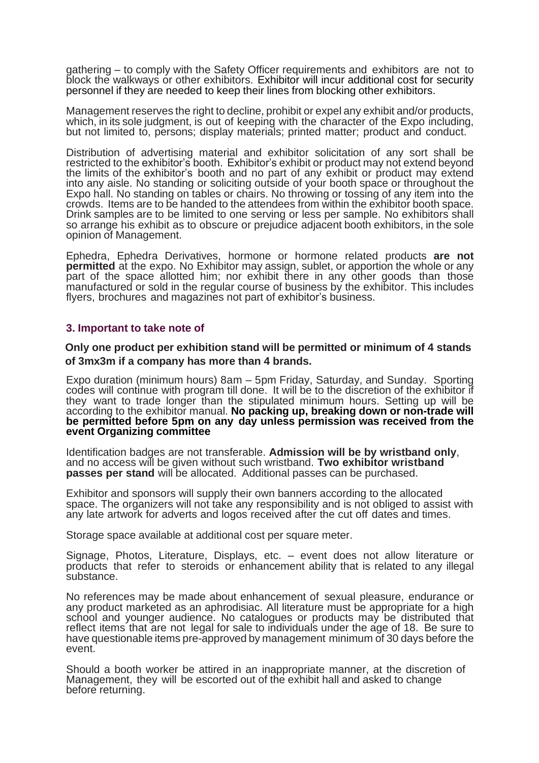gathering – to comply with the Safety Officer requirements and exhibitors are not to block the walkways or other exhibitors. Exhibitor will incur additional cost for security personnel if they are needed to keep their lines from blocking other exhibitors.

Management reserves the right to decline, prohibit or expel any exhibit and/or products, which, in its sole judgment, is out of keeping with the character of the Expo including, but not limited to, persons; display materials; printed matter; product and conduct.

Distribution of advertising material and exhibitor solicitation of any sort shall be restricted to the exhibitor's booth. Exhibitor's exhibit or product may not extend beyond the limits of the exhibitor's booth and no part of any exhibit or product may extend into any aisle. No standing or soliciting outside of your booth space or throughout the Expo hall. No standing on tables or chairs. No throwing or tossing of any item into the crowds. Items are to be handed to the attendees from within the exhibitor booth space. Drink samples are to be limited to one serving or less per sample. No exhibitors shall so arrange his exhibit as to obscure or prejudice adjacent booth exhibitors, in the sole opinion of Management.

Ephedra, Ephedra Derivatives, hormone or hormone related products **are not permitted** at the expo. No Exhibitor may assign, sublet, or apportion the whole or any part of the space allotted him; nor exhibit there in any other goods than those manufactured or sold in the regular course of business by the exhibitor. This includes flyers, brochures and magazines not part of exhibitor's business.

### 3. Important to take note of

**Only one product per exhibition stand will be permitted or minimum of 4 stands of 3mx3m if a company has more than 4 brands.**

Expo duration (minimum hours) 8am – 5pm Friday, Saturday, and Sunday. Sporting codes will continue with program till done. It will be to the discretion of the exhibitor if they want to trade longer than the stipulated minimum hours. Setting up will be according to the exhibitor manual. **No packing up, breaking down or non-trade will be permitted before 5pm on any day unless permission was received from the event Organizing committee**

Identification badges are not transferable. **Admission will be by wristband only**, and no access will be given without such wristband. **Two exhibitor wristband passes per stand** will be allocated. Additional passes can be purchased.

Exhibitor and sponsors will supply their own banners according to the allocated space. The organizers will not take any responsibility and is not obliged to assist with any late artwork for adverts and logos received after the cut off dates and times.

Storage space available at additional cost per square meter.

Signage, Photos, Literature, Displays, etc. – event does not allow literature or products that refer to steroids or enhancement ability that is related to any illegal substance.

No references may be made about enhancement of sexual pleasure, endurance or any product marketed as an aphrodisiac. All literature must be appropriate for a high school and younger audience. No catalogues or products may be distributed that reflect items that are not legal for sale to individuals under the age of 18. Be sure to have questionable items pre-approved by management minimum of 30 days before the event.

Should a booth worker be attired in an inappropriate manner, at the discretion of Management, they will be escorted out of the exhibit hall and asked to change before returning.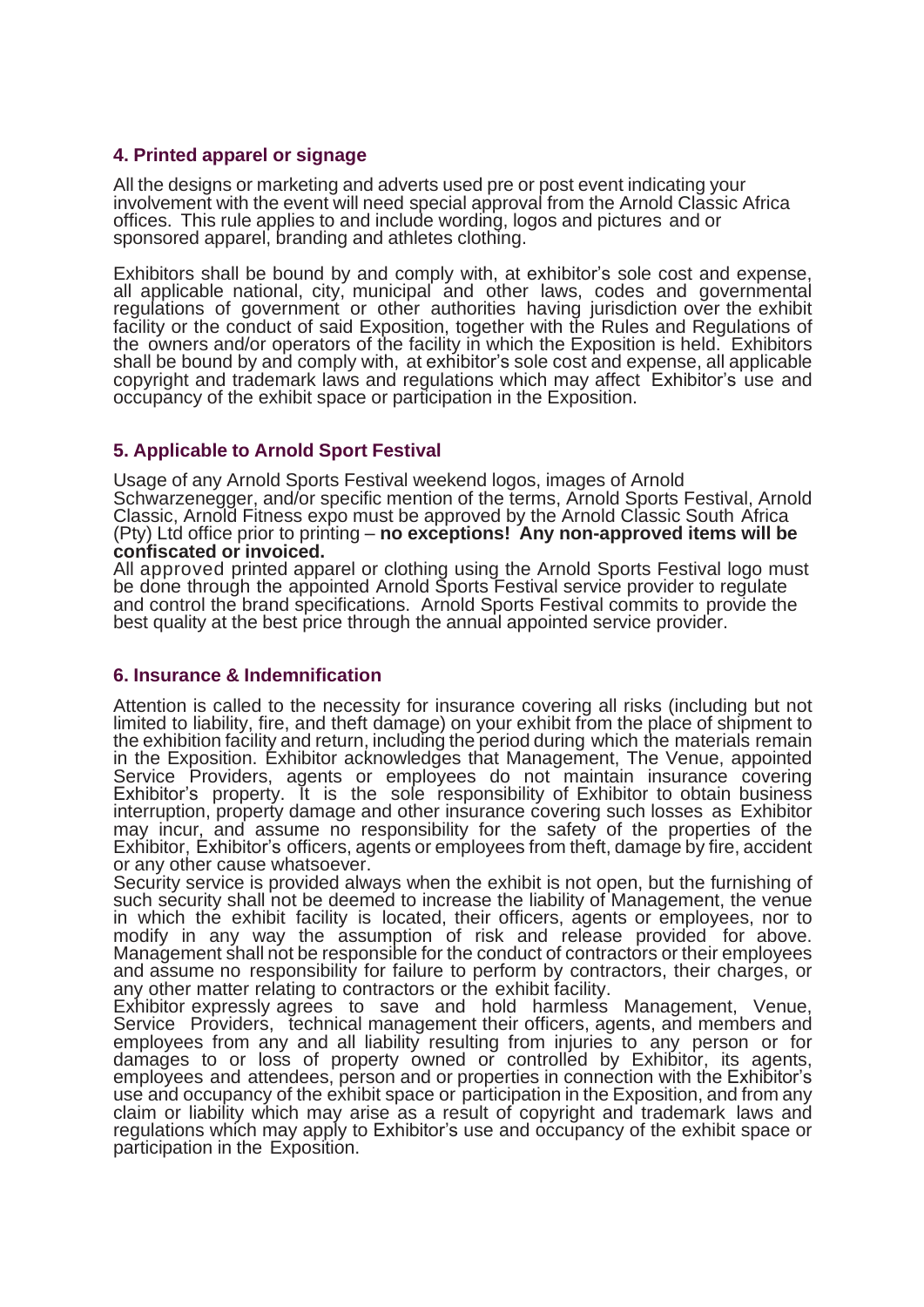## 4. Printed apparel or signage

All the designs or marketing and adverts used pre or post event indicating your involvement with the event will need special approval from the Arnold Classic Africa offices. This rule applies to and include wording, logos and pictures and or sponsored apparel, branding and athletes clothing.

Exhibitors shall be bound by and comply with, at exhibitor's sole cost and expense, all applicable national, city, municipal and other laws, codes and governmental regulations of government or other authorities having jurisdiction over the exhibit facility or the conduct of said Exposition, together with the Rules and Regulations of the owners and/or operators of the facility in which the Exposition is held. Exhibitors shall be bound by and comply with, at exhibitor's sole cost and expense, all applicable copyright and trademark laws and regulations which may affect Exhibitor's use and occupancy of the exhibit space or participation in the Exposition.

## 5. Applicable to Arnold Sport Festival

Usage of any Arnold Sports Festival weekend logos, images of Arnold Schwarzenegger, and/or specific mention of the terms, Arnold Sports Festival, Arnold Classic, Arnold Fitness expo must be approved by the Arnold Classic South Africa (Pty) Ltd office prior to printing – **no exceptions! Any non-approved items will be confiscated or invoiced.**

All approved printed apparel or clothing using the Arnold Sports Festival logo must be done through the appointed Arnold Sports Festival service provider to regulate and control the brand specifications. Arnold Sports Festival commits to provide the best quality at the best price through the annual appointed service provider.

## 6. Insurance & Indemnification

Attention is called to the necessity for insurance covering all risks (including but not limited to liability, fire, and theft damage) on your exhibit from the place of shipment to the exhibition facility and return, including the period during which the materials remain in the Exposition. Exhibitor acknowledges that Management, The Venue, appointed Service Providers, agents or employees do not maintain insurance covering Exhibitor's property. It is the sole responsibility of Exhibitor to obtain business interruption, property damage and other insurance covering such losses as Exhibitor may incur, and assume no responsibility for the safety of the properties of the Exhibitor, Exhibitor's officers, agents or employees from theft, damage by fire, accident or any other cause whatsoever.

Security service is provided always when the exhibit is not open, but the furnishing of such security shall not be deemed to increase the liability of Management, the venue in which the exhibit facility is located, their officers, agents or employees, nor to modify in any way the assumption of risk and release provided for above. Management shall not be responsible for the conduct of contractors or their employees and assume no responsibility for failure to perform by contractors, their charges, or any other matter relating to contractors or the exhibit facility.

Exhibitor expressly agrees to save and hold harmless Management, Venue, Service Providers, technical management their officers, agents, and members and employees from any and all liability resulting from injuries to any person or for damages to or loss of property owned or controlled by Exhibitor, its agents, employees and attendees, person and or properties in connection with the Exhibitor's use and occupancy of the exhibit space or participation in the Exposition, and from any claim or liability which may arise as a result of copyright and trademark laws and regulations which may apply to Exhibitor's use and occupancy of the exhibit space or participation in the Exposition.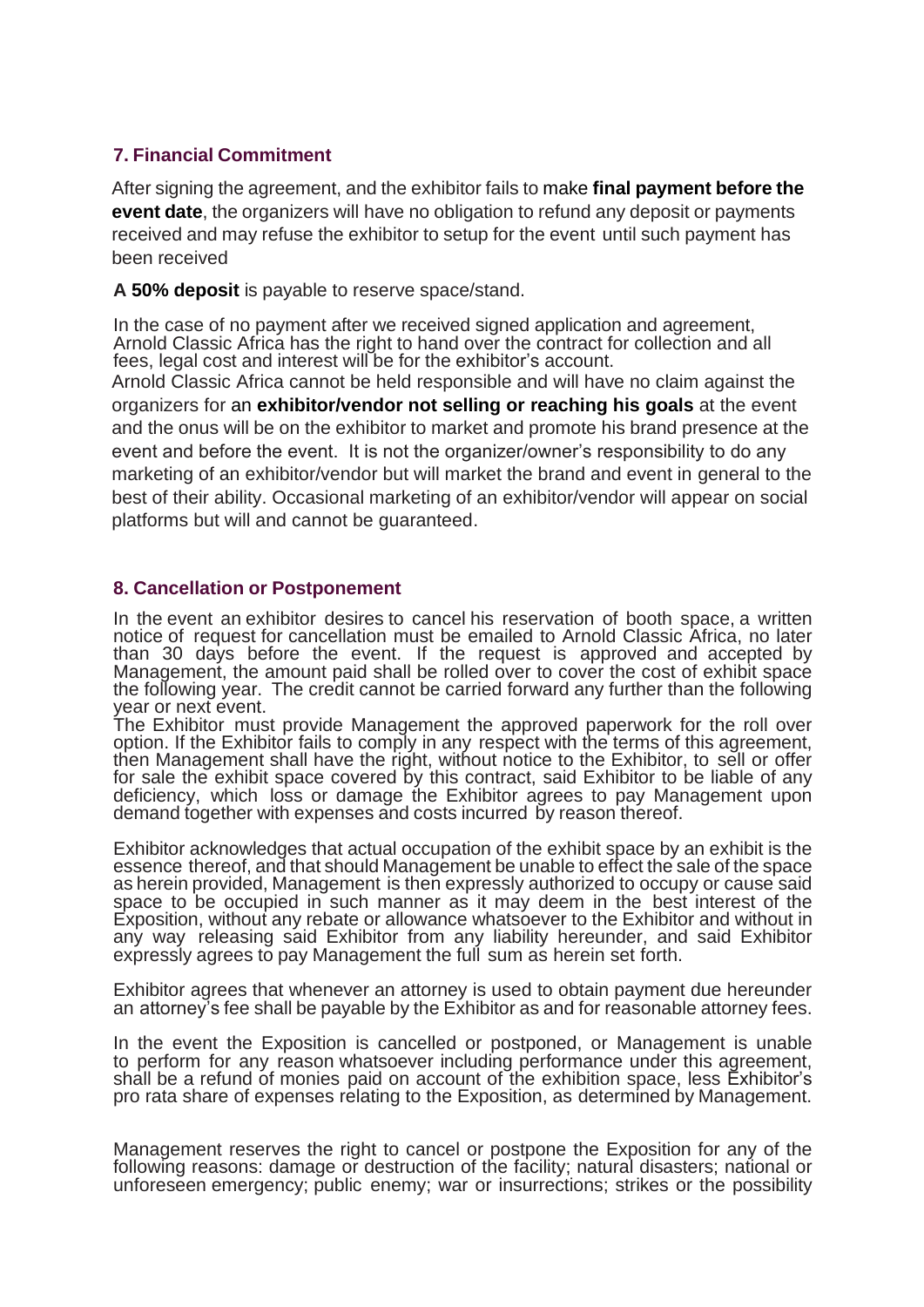## 7. Financial Commitment

After signing the agreement, and the exhibitor fails to make **final payment before the event date**, the organizers will have no obligation to refund any deposit or payments received and may refuse the exhibitor to setup for the event until such payment has been received

**A 50% deposit** is payable to reserve space/stand.

In the case of no payment after we received signed application and agreement, Arnold Classic Africa has the right to hand over the contract for collection and all fees, legal cost and interest will be for the exhibitor's account.

Arnold Classic Africa cannot be held responsible and will have no claim against the organizers for an **exhibitor/vendor not selling or reaching his goals** at the event and the onus will be on the exhibitor to market and promote his brand presence at the event and before the event. It is not the organizer/owner's responsibility to do any marketing of an exhibitor/vendor but will market the brand and event in general to the best of their ability. Occasional marketing of an exhibitor/vendor will appear on social platforms but will and cannot be guaranteed.

## 8. Cancellation or Postponement

In the event an exhibitor desires to cancel his reservation of booth space, a written notice of request for cancellation must be emailed to Arnold Classic Africa, no later than 30 days before the event. If the request is approved and accepted by Management, the amount paid shall be rolled over to cover the cost of exhibit space the following year. The credit cannot be carried forward any further than the following year or next event.

The Exhibitor must provide Management the approved paperwork for the roll over option. If the Exhibitor fails to comply in any respect with the terms of this agreement, then Management shall have the right, without notice to the Exhibitor, to sell or offer for sale the exhibit space covered by this contract, said Exhibitor to be liable of any deficiency, which loss or damage the Exhibitor agrees to pay Management upon demand together with expenses and costs incurred by reason thereof.

Exhibitor acknowledges that actual occupation of the exhibit space by an exhibit is the essence thereof, and that should Management be unable to effect the sale of the space as herein provided, Management is then expressly authorized to occupy or cause said space to be occupied in such manner as it may deem in the best interest of the Exposition, without any rebate or allowance whatsoever to the Exhibitor and without in any way releasing said Exhibitor from any liability hereunder, and said Exhibitor expressly agrees to pay Management the full sum as herein set forth.

Exhibitor agrees that whenever an attorney is used to obtain payment due hereunder an attorney's fee shall be payable by the Exhibitor as and for reasonable attorney fees.

In the event the Exposition is cancelled or postponed, or Management is unable to perform for any reason whatsoever including performance under this agreement, shall be a refund of monies paid on account of the exhibition space, less Exhibitor's pro rata share of expenses relating to the Exposition, as determined by Management.

Management reserves the right to cancel or postpone the Exposition for any of the following reasons: damage or destruction of the facility; natural disasters; national or unforeseen emergency; public enemy; war or insurrections; strikes or the possibility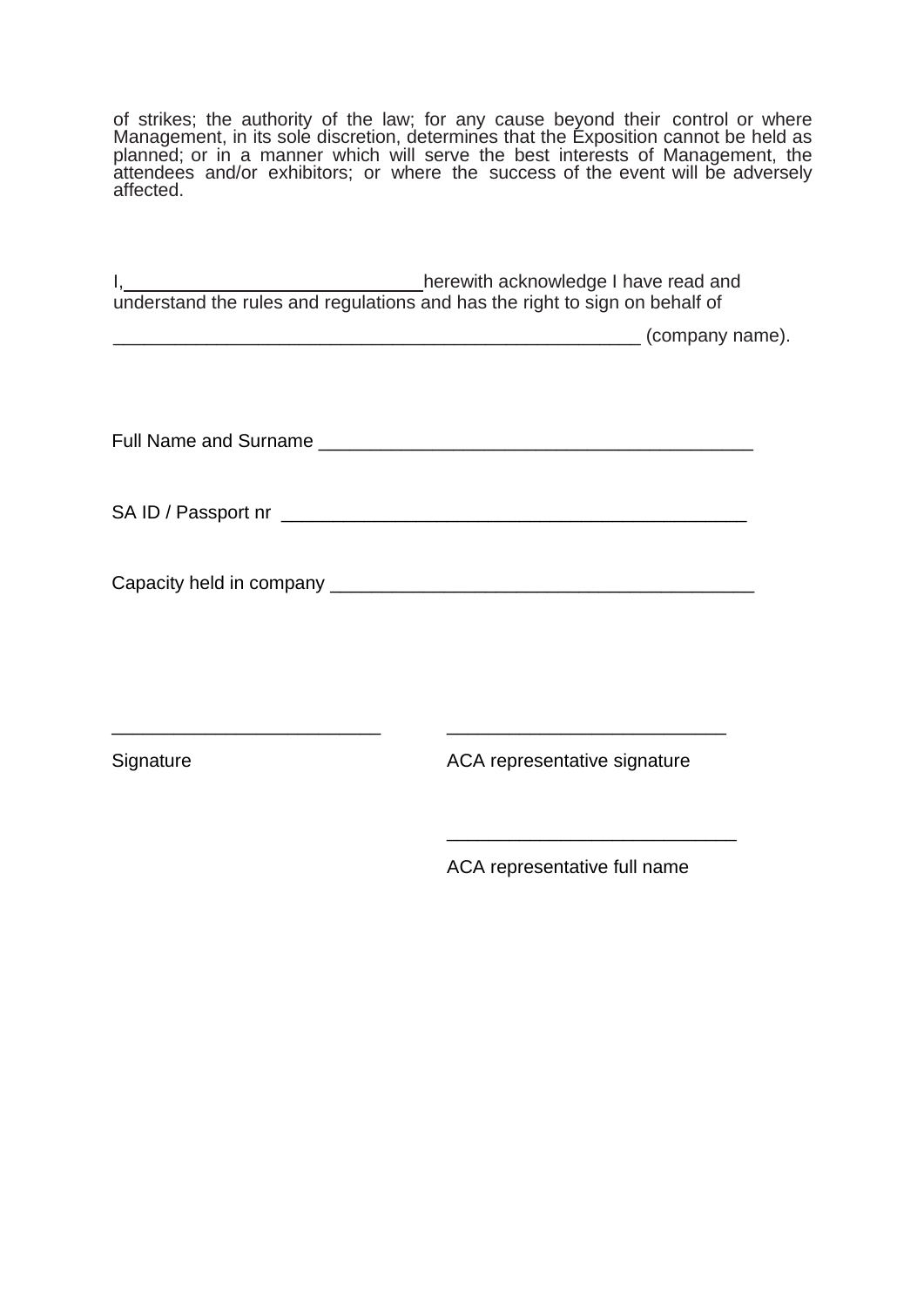of strikes; the authority of the law; for any cause beyond their control or where Management, in its sole discretion, determines that the Exposition cannot be held as planned; or in a manner which will serve the best interests of Management, the attendees and/or exhibitors; or where the success of the event will be adversely affected.

I,____________________________herewith acknowledge I have read and understand the rules and regulations and has the right to sign on behalf of

_________________________________________________ (company name).

Full Name and Surname ________________________________________

SA ID / Passport nr ___________________________________________

Capacity held in company _______________________________________

_________________________ _________________________

Signature ACA representative signature

_________________________

ACA representative full name